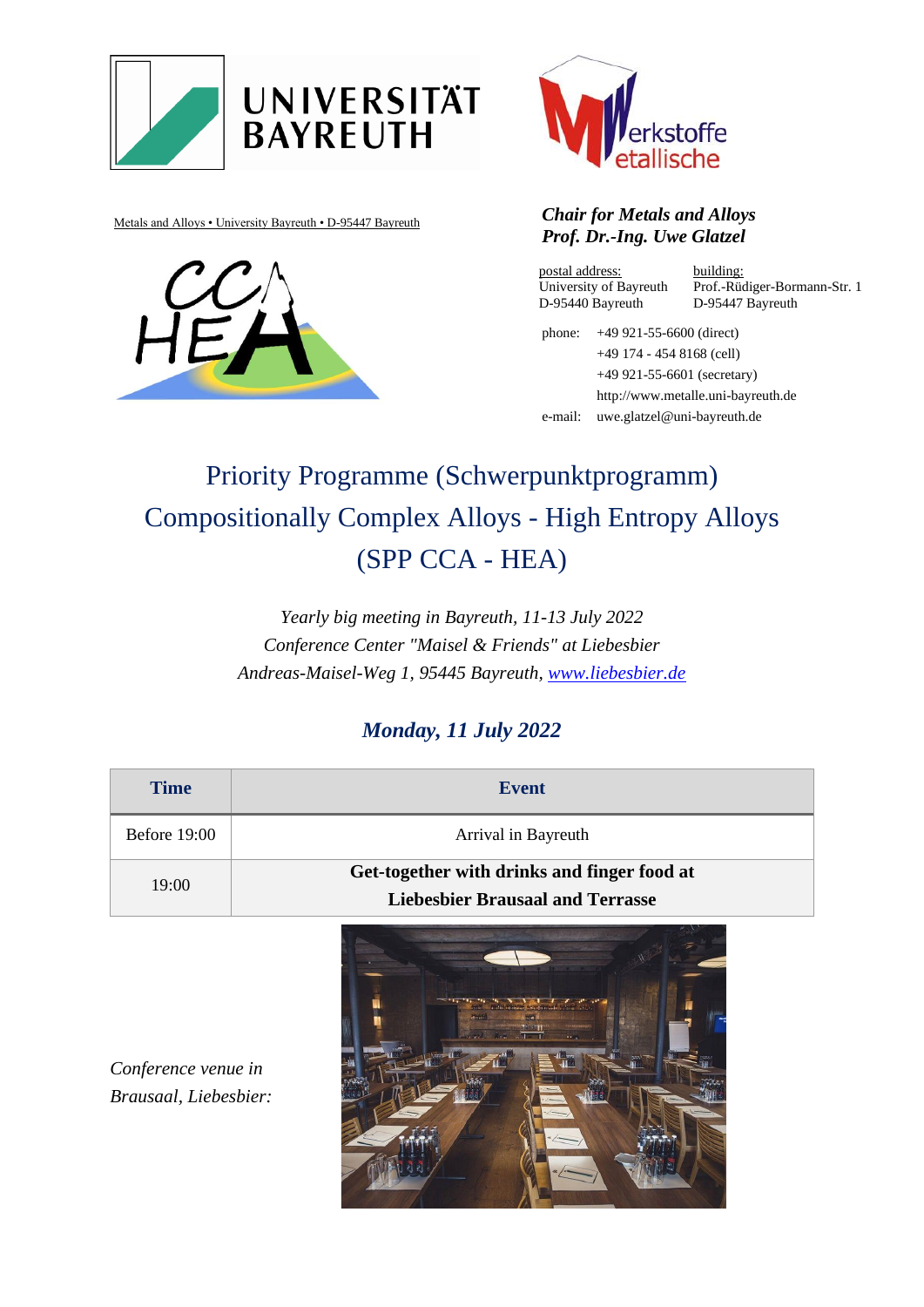Metals and Alloys • University Bayreuth • D-95447 Bayreuth

***Chair for Metals and Alloys***
***Prof. Dr.-Ing. Uwe Glatzel***

postal address:
University of Bayreuth
D-95440 Bayreuth

building:
Prof.-Rüdiger-Bormann-Str. 1
D-95447 Bayreuth

phone: +49 921-55-6600 (direct)
+49 174 - 454 8168 (cell)
+49 921-55-6601 (secretary)
http://www.metalle.uni-bayreuth.de

e-mail: uwe.glatzel@uni-bayreuth.de

# Priority Programme (Schwerpunktprogramm) Compositionally Complex Alloys - High Entropy Alloys (SPP CCA - HEA)

*Yearly big meeting in Bayreuth, 11-13 July 2022*
*Conference Center "Maisel & Friends" at Liebesbier*
*Andreas-Maisel-Weg 1, 95445 Bayreuth, www.liebesbier.de*

## *Monday, 11 July 2022*

| Time | Event |
|---|---|
| Before 19:00 | Arrival in Bayreuth |
| 19:00 | **Get-together with drinks and finger food at Liebesbier Brausaal and Terrasse** |

*Conference venue in Brausaal, Liebesbier:*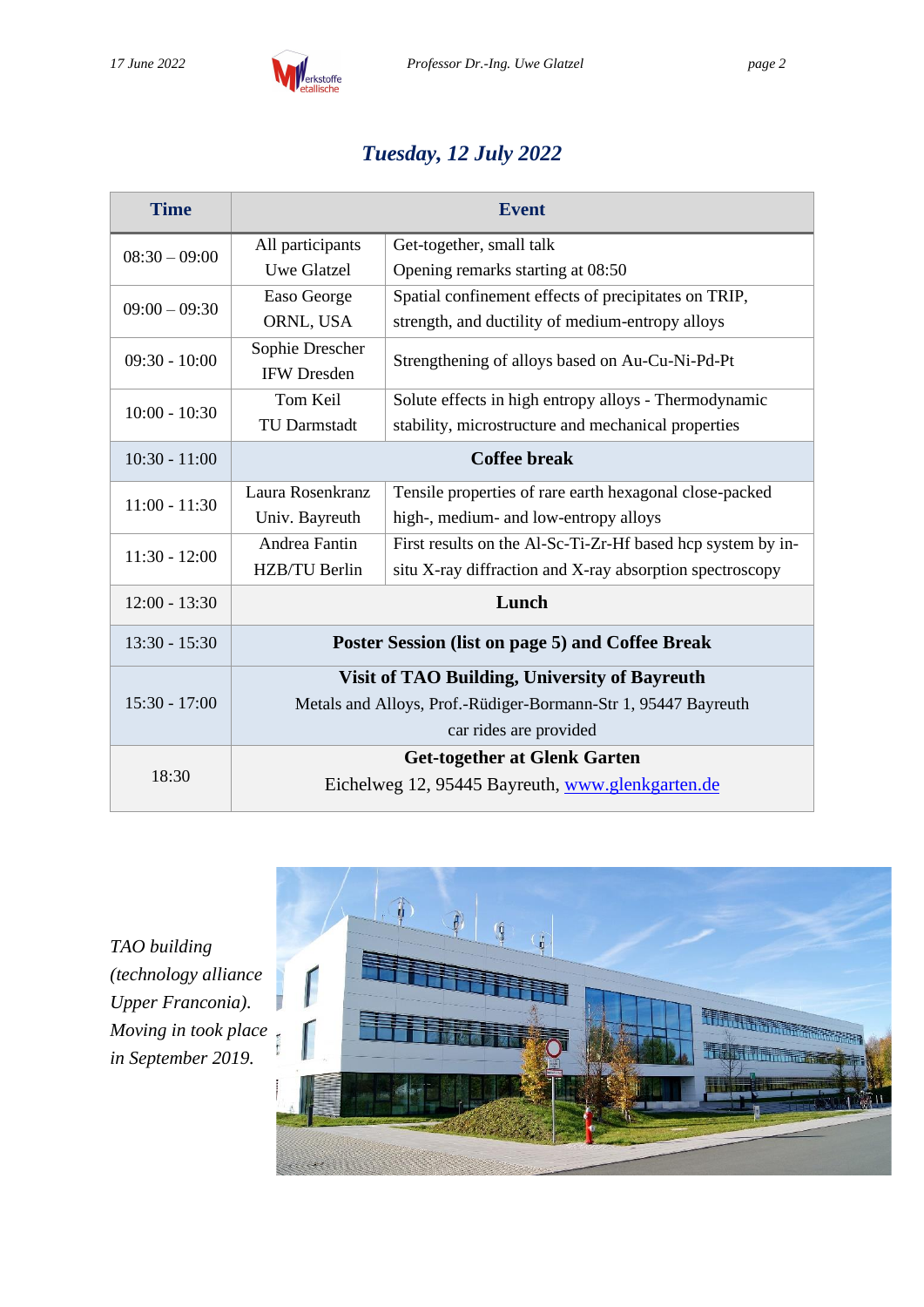## *Tuesday, 12 July 2022*

| Time | Event | |
|---|---|---|
| 08:30 – 09:00 | All participants<br>Uwe Glatzel | Get-together, small talk<br>Opening remarks starting at 08:50 |
| 09:00 – 09:30 | Easo George<br>ORNL, USA | Spatial confinement effects of precipitates on TRIP, strength, and ductility of medium-entropy alloys |
| 09:30 - 10:00 | Sophie Drescher<br>IFW Dresden | Strengthening of alloys based on Au-Cu-Ni-Pd-Pt |
| 10:00 - 10:30 | Tom Keil<br>TU Darmstadt | Solute effects in high entropy alloys - Thermodynamic stability, microstructure and mechanical properties |
| 10:30 - 11:00 | **Coffee break** | |
| 11:00 - 11:30 | Laura Rosenkranz<br>Univ. Bayreuth | Tensile properties of rare earth hexagonal close-packed high-, medium- and low-entropy alloys |
| 11:30 - 12:00 | Andrea Fantin<br>HZB/TU Berlin | First results on the Al-Sc-Ti-Zr-Hf based hcp system by in-situ X-ray diffraction and X-ray absorption spectroscopy |
| 12:00 - 13:30 | **Lunch** | |
| 13:30 - 15:30 | **Poster Session (list on page 5) and Coffee Break** | |
| 15:30 - 17:00 | **Visit of TAO Building, University of Bayreuth**<br>Metals and Alloys, Prof.-Rüdiger-Bormann-Str 1, 95447 Bayreuth<br>car rides are provided | |
| 18:30 | **Get-together at Glenk Garten**<br>Eichelweg 12, 95445 Bayreuth, www.glenkgarten.de | |

*TAO building (technology alliance Upper Franconia). Moving in took place in September 2019.*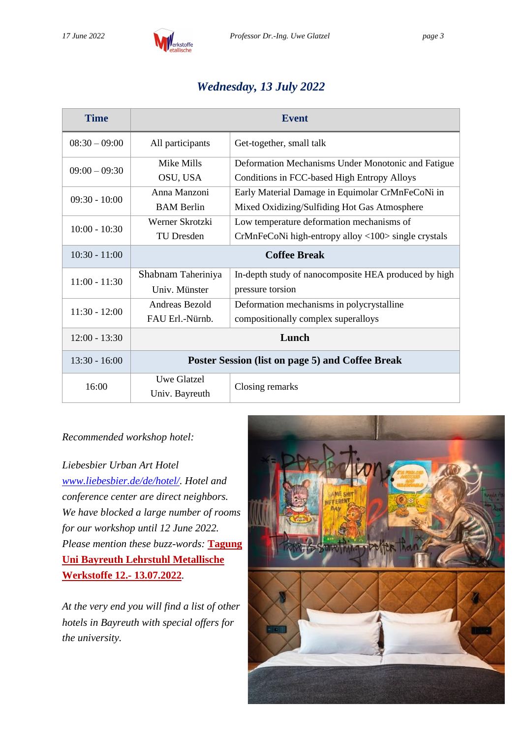## *Wednesday, 13 July 2022*

| Time | Event | |
|---|---|---|
| 08:30 – 09:00 | All participants | Get-together, small talk |
| 09:00 – 09:30 | Mike Mills<br>OSU, USA | Deformation Mechanisms Under Monotonic and Fatigue Conditions in FCC-based High Entropy Alloys |
| 09:30 - 10:00 | Anna Manzoni<br>BAM Berlin | Early Material Damage in Equimolar CrMnFeCoNi in Mixed Oxidizing/Sulfiding Hot Gas Atmosphere |
| 10:00 - 10:30 | Werner Skrotzki<br>TU Dresden | Low temperature deformation mechanisms of CrMnFeCoNi high-entropy alloy <100> single crystals |
| 10:30 - 11:00 | **Coffee Break** | |
| 11:00 - 11:30 | Shabnam Taheriniya<br>Univ. Münster | In-depth study of nanocomposite HEA produced by high pressure torsion |
| 11:30 - 12:00 | Andreas Bezold<br>FAU Erl.-Nürnb. | Deformation mechanisms in polycrystalline compositionally complex superalloys |
| 12:00 - 13:30 | **Lunch** | |
| 13:30 - 16:00 | **Poster Session (list on page 5) and Coffee Break** | |
| 16:00 | Uwe Glatzel<br>Univ. Bayreuth | Closing remarks |

*Recommended workshop hotel:*

*Liebesbier Urban Art Hotel [www.liebesbier.de/de/hotel/](www.liebesbier.de/de/hotel/). Hotel and conference center are direct neighbors. We have blocked a large number of rooms for our workshop until 12 June 2022. Please mention these buzz-words:* **Tagung Uni Bayreuth Lehrstuhl Metallische Werkstoffe 12.- 13.07.2022**.

*At the very end you will find a list of other hotels in Bayreuth with special offers for the university.*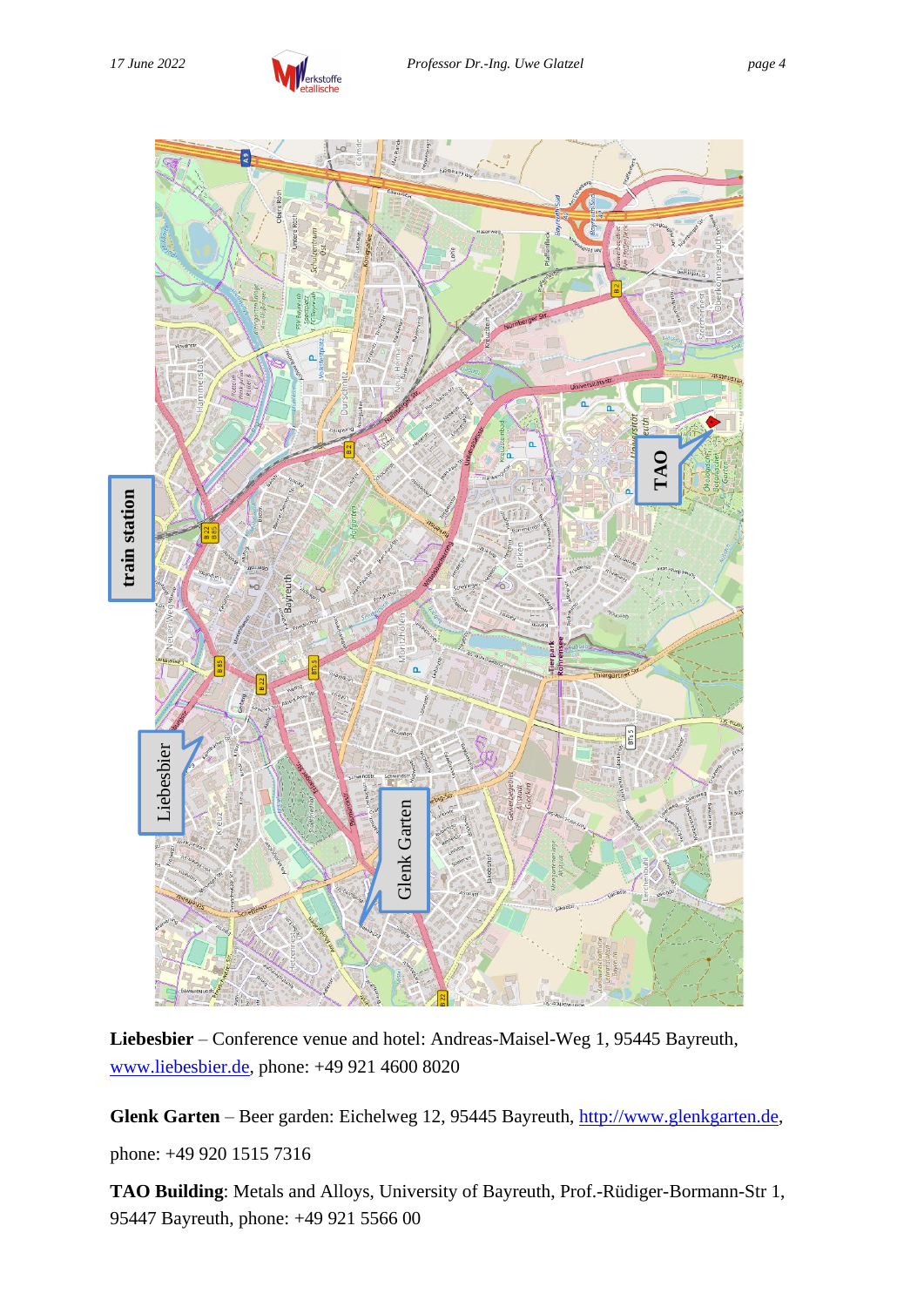**Liebesbier** – Conference venue and hotel: Andreas-Maisel-Weg 1, 95445 Bayreuth, www.liebesbier.de, phone: +49 921 4600 8020

**Glenk Garten** – Beer garden: Eichelweg 12, 95445 Bayreuth, http://www.glenkgarten.de, phone: +49 920 1515 7316

**TAO Building**: Metals and Alloys, University of Bayreuth, Prof.-Rüdiger-Bormann-Str 1, 95447 Bayreuth, phone: +49 921 5566 00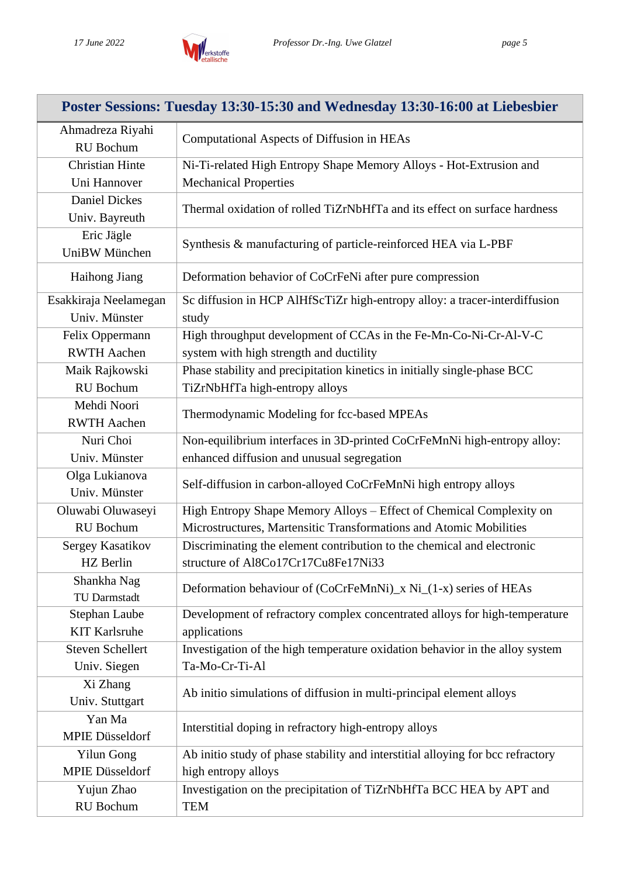| Poster Sessions: Tuesday 13:30-15:30 and Wednesday 13:30-16:00 at Liebesbier | |
|---|---|
| Ahmadreza Riyahi<br>RU Bochum | Computational Aspects of Diffusion in HEAs |
| Christian Hinte<br>Uni Hannover | Ni-Ti-related High Entropy Shape Memory Alloys - Hot-Extrusion and Mechanical Properties |
| Daniel Dickes<br>Univ. Bayreuth | Thermal oxidation of rolled TiZrNbHfTa and its effect on surface hardness |
| Eric Jägle<br>UniBW München | Synthesis & manufacturing of particle-reinforced HEA via L-PBF |
| Haihong Jiang | Deformation behavior of CoCrFeNi after pure compression |
| Esakkiraja Neelamegan<br>Univ. Münster | Sc diffusion in HCP AlHfScTiZr high-entropy alloy: a tracer-interdiffusion study |
| Felix Oppermann<br>RWTH Aachen | High throughput development of CCAs in the Fe-Mn-Co-Ni-Cr-Al-V-C system with high strength and ductility |
| Maik Rajkowski<br>RU Bochum | Phase stability and precipitation kinetics in initially single-phase BCC TiZrNbHfTa high-entropy alloys |
| Mehdi Noori<br>RWTH Aachen | Thermodynamic Modeling for fcc-based MPEAs |
| Nuri Choi<br>Univ. Münster | Non-equilibrium interfaces in 3D-printed CoCrFeMnNi high-entropy alloy: enhanced diffusion and unusual segregation |
| Olga Lukianova<br>Univ. Münster | Self-diffusion in carbon-alloyed CoCrFeMnNi high entropy alloys |
| Oluwabi Oluwaseyi<br>RU Bochum | High Entropy Shape Memory Alloys – Effect of Chemical Complexity on Microstructures, Martensitic Transformations and Atomic Mobilities |
| Sergey Kasatikov<br>HZ Berlin | Discriminating the element contribution to the chemical and electronic structure of $Al_8Co_{17}Cr_{17}Cu_8Fe_{17}Ni_{33}$ |
| Shankha Nag<br>TU Darmstadt | Deformation behaviour of $(CoCrFeMnNi)_x Ni_{(1-x)}$ series of HEAs |
| Stephan Laube<br>KIT Karlsruhe | Development of refractory complex concentrated alloys for high-temperature applications |
| Steven Schellert<br>Univ. Siegen | Investigation of the high temperature oxidation behavior in the alloy system Ta-Mo-Cr-Ti-Al |
| Xi Zhang<br>Univ. Stuttgart | Ab initio simulations of diffusion in multi-principal element alloys |
| Yan Ma<br>MPIE Düsseldorf | Interstitial doping in refractory high-entropy alloys |
| Yilun Gong<br>MPIE Düsseldorf | Ab initio study of phase stability and interstitial alloying for bcc refractory high entropy alloys |
| Yujun Zhao<br>RU Bochum | Investigation on the precipitation of TiZrNbHfTa BCC HEA by APT and TEM |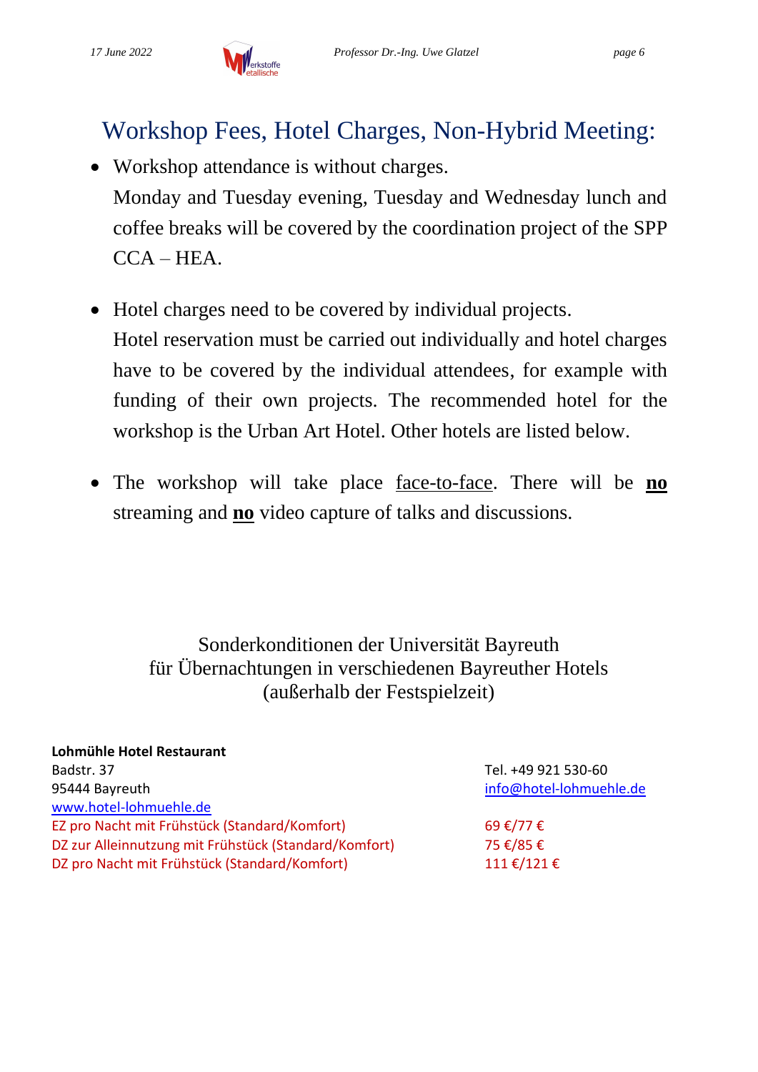# Workshop Fees, Hotel Charges, Non-Hybrid Meeting:

- Workshop attendance is without charges.
  Monday and Tuesday evening, Tuesday and Wednesday lunch and coffee breaks will be covered by the coordination project of the SPP CCA – HEA.

- Hotel charges need to be covered by individual projects.
  Hotel reservation must be carried out individually and hotel charges have to be covered by the individual attendees, for example with funding of their own projects. The recommended hotel for the workshop is the Urban Art Hotel. Other hotels are listed below.

- The workshop will take place face-to-face. There will be **no** streaming and **no** video capture of talks and discussions.

Sonderkonditionen der Universität Bayreuth
für Übernachtungen in verschiedenen Bayreuther Hotels
(außerhalb der Festspielzeit)

**Lohmühle Hotel Restaurant**
Badstr. 37
95444 Bayreuth
www.hotel-lohmuehle.de

Tel. +49 921 530-60
info@hotel-lohmuehle.de

| | |
|---|---|
| EZ pro Nacht mit Frühstück (Standard/Komfort) | 69 €/77 € |
| DZ zur Alleinnutzung mit Frühstück (Standard/Komfort) | 75 €/85 € |
| DZ pro Nacht mit Frühstück (Standard/Komfort) | 111 €/121 € |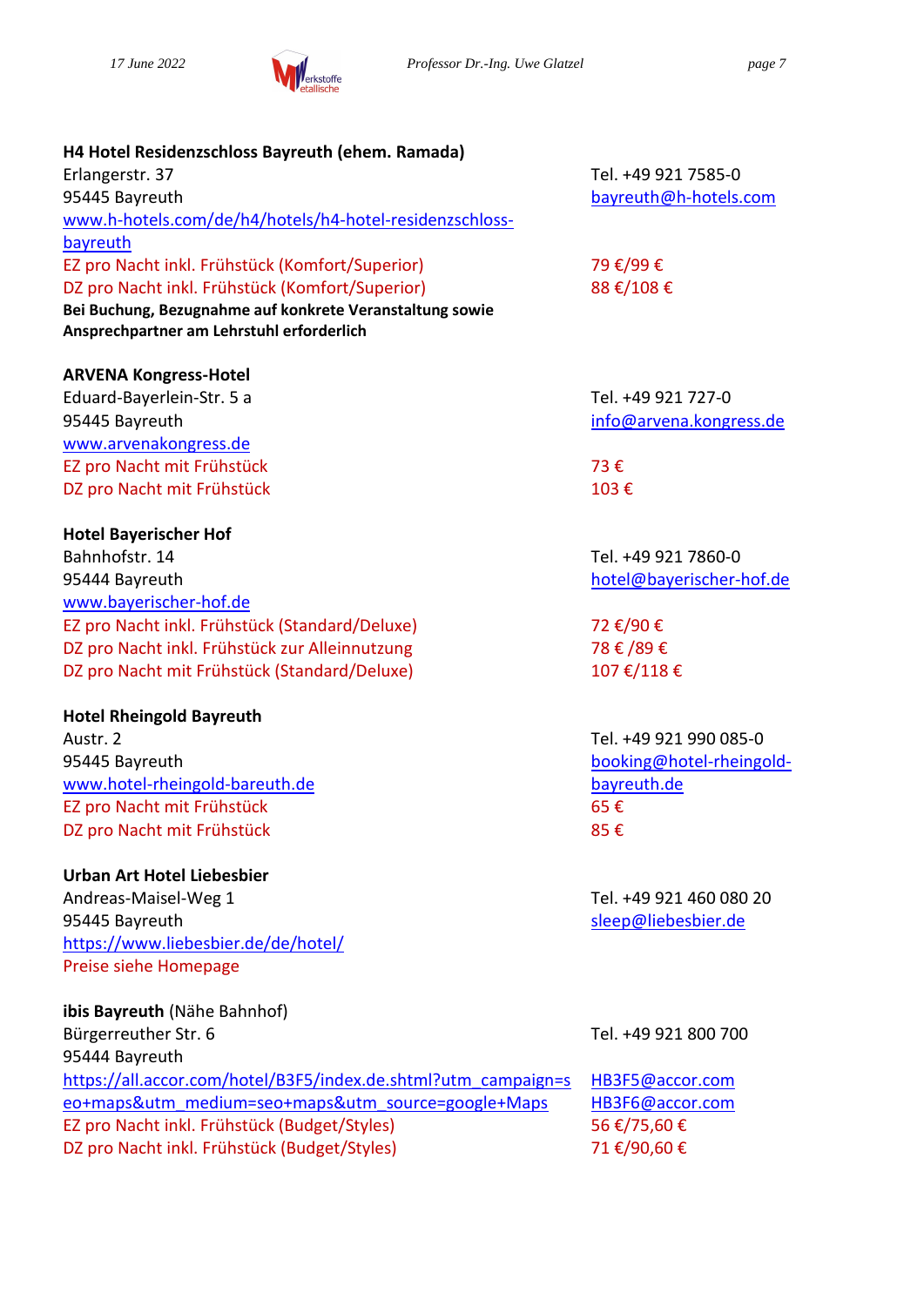**H4 Hotel Residenzschloss Bayreuth (ehem. Ramada)**
Erlangerstr. 37
95445 Bayreuth
www.h-hotels.com/de/h4/hotels/h4-hotel-residenzschloss-bayreuth
Tel. +49 921 7585-0
bayreuth@h-hotels.com

EZ pro Nacht inkl. Frühstück (Komfort/Superior) — 79 €/99 €
DZ pro Nacht inkl. Frühstück (Komfort/Superior) — 88 €/108 €

**Bei Buchung, Bezugnahme auf konkrete Veranstaltung sowie Ansprechpartner am Lehrstuhl erforderlich**

**ARVENA Kongress-Hotel**
Eduard-Bayerlein-Str. 5 a
95445 Bayreuth
www.arvenakongress.de
Tel. +49 921 727-0
info@arvena.kongress.de

EZ pro Nacht mit Frühstück — 73 €
DZ pro Nacht mit Frühstück — 103 €

**Hotel Bayerischer Hof**
Bahnhofstr. 14
95444 Bayreuth
www.bayerischer-hof.de
Tel. +49 921 7860-0
hotel@bayerischer-hof.de

EZ pro Nacht inkl. Frühstück (Standard/Deluxe) — 72 €/90 €
DZ pro Nacht inkl. Frühstück zur Alleinnutzung — 78 € /89 €
DZ pro Nacht mit Frühstück (Standard/Deluxe) — 107 €/118 €

**Hotel Rheingold Bayreuth**
Austr. 2
95445 Bayreuth
www.hotel-rheingold-bareuth.de
Tel. +49 921 990 085-0
booking@hotel-rheingold-bayreuth.de

EZ pro Nacht mit Frühstück — 65 €
DZ pro Nacht mit Frühstück — 85 €

**Urban Art Hotel Liebesbier**
Andreas-Maisel-Weg 1
95445 Bayreuth
https://www.liebesbier.de/de/hotel/
Tel. +49 921 460 080 20
sleep@liebesbier.de

Preise siehe Homepage

**ibis Bayreuth** (Nähe Bahnhof)
Bürgerreuther Str. 6
95444 Bayreuth
https://all.accor.com/hotel/B3F5/index.de.shtml?utm_campaign=seo+maps&utm_medium=seo+maps&utm_source=google+Maps
Tel. +49 921 800 700
HB3F5@accor.com
HB3F6@accor.com

EZ pro Nacht inkl. Frühstück (Budget/Styles) — 56 €/75,60 €
DZ pro Nacht inkl. Frühstück (Budget/Styles) — 71 €/90,60 €